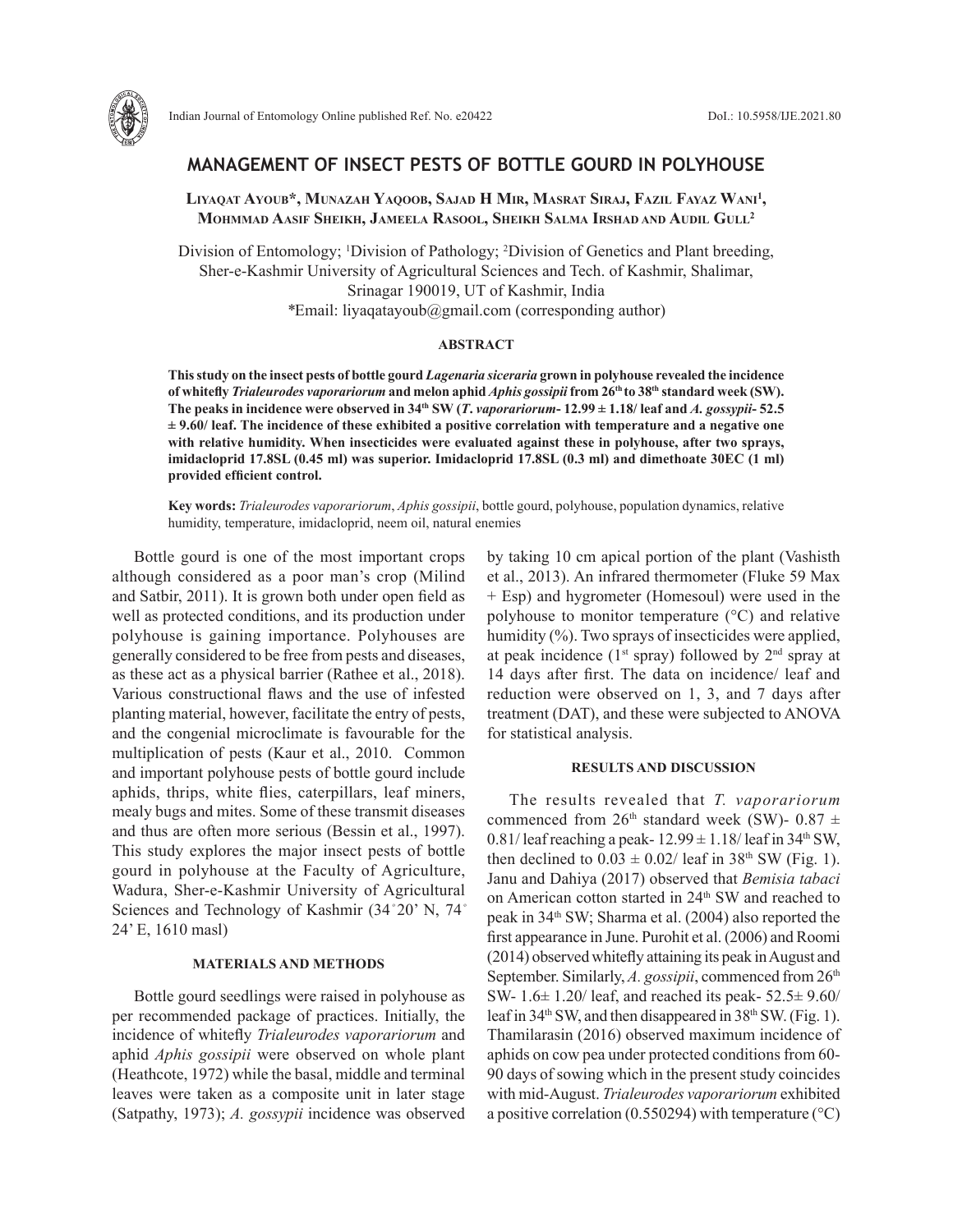# MANAGEMENT OF INSECT PESTS OF BOTTLE GOURD IN POLYHOUSE

**Liyaqat Ayoub*, Munazah Yaqoob, Sajad H Mir, Masrat Siraj, Fazil Fayaz Wani[1], Mohmmad Aasif Sheikh, Jameela Rasool, Sheikh Salma Irshad and Audil Gull[2]**

Division of Entomology; [1]Division of Pathology; [2]Division of Genetics and Plant breeding, Sher-e-Kashmir University of Agricultural Sciences and Tech. of Kashmir, Shalimar, Srinagar 190019, UT of Kashmir, India
*Email: liyaqatayoub@gmail.com (corresponding author)

## ABSTRACT

**This study on the insect pests of bottle gourd *Lagenaria siceraria* grown in polyhouse revealed the incidence of whitefly *Trialeurodes vaporariorum* and melon aphid *Aphis gossipii* from 26th to 38th standard week (SW). The peaks in incidence were observed in 34th SW (*T. vaporariorum*- 12.99 ± 1.18/ leaf and *A. gossypii*- 52.5 ± 9.60/ leaf. The incidence of these exhibited a positive correlation with temperature and a negative one with relative humidity. When insecticides were evaluated against these in polyhouse, after two sprays, imidacloprid 17.8SL (0.45 ml) was superior. Imidacloprid 17.8SL (0.3 ml) and dimethoate 30EC (1 ml) provided efficient control.**

**Key words:** *Trialeurodes vaporariorum*, *Aphis gossipii*, bottle gourd, polyhouse, population dynamics, relative humidity, temperature, imidacloprid, neem oil, natural enemies

Bottle gourd is one of the most important crops although considered as a poor man's crop (Milind and Satbir, 2011). It is grown both under open field as well as protected conditions, and its production under polyhouse is gaining importance. Polyhouses are generally considered to be free from pests and diseases, as these act as a physical barrier (Rathee et al., 2018). Various constructional flaws and the use of infested planting material, however, facilitate the entry of pests, and the congenial microclimate is favourable for the multiplication of pests (Kaur et al., 2010. Common and important polyhouse pests of bottle gourd include aphids, thrips, white flies, caterpillars, leaf miners, mealy bugs and mites. Some of these transmit diseases and thus are often more serious (Bessin et al., 1997). This study explores the major insect pests of bottle gourd in polyhouse at the Faculty of Agriculture, Wadura, Sher-e-Kashmir University of Agricultural Sciences and Technology of Kashmir (34°20' N, 74° 24' E, 1610 masl)

## MATERIALS AND METHODS

Bottle gourd seedlings were raised in polyhouse as per recommended package of practices. Initially, the incidence of whitefly *Trialeurodes vaporariorum* and aphid *Aphis gossipii* were observed on whole plant (Heathcote, 1972) while the basal, middle and terminal leaves were taken as a composite unit in later stage (Satpathy, 1973); *A. gossypii* incidence was observed by taking 10 cm apical portion of the plant (Vashisth et al., 2013). An infrared thermometer (Fluke 59 Max + Esp) and hygrometer (Homesoul) were used in the polyhouse to monitor temperature (°C) and relative humidity (%). Two sprays of insecticides were applied, at peak incidence (1st spray) followed by 2nd spray at 14 days after first. The data on incidence/ leaf and reduction were observed on 1, 3, and 7 days after treatment (DAT), and these were subjected to ANOVA for statistical analysis.

## RESULTS AND DISCUSSION

The results revealed that *T. vaporariorum* commenced from 26th standard week (SW)- 0.87 ± 0.81/ leaf reaching a peak- 12.99 ± 1.18/ leaf in 34th SW, then declined to 0.03 ± 0.02/ leaf in 38th SW (Fig. 1). Janu and Dahiya (2017) observed that *Bemisia tabaci* on American cotton started in 24th SW and reached to peak in 34th SW; Sharma et al. (2004) also reported the first appearance in June. Purohit et al. (2006) and Roomi (2014) observed whitefly attaining its peak in August and September. Similarly, *A. gossipii*, commenced from 26th SW- 1.6± 1.20/ leaf, and reached its peak- 52.5± 9.60/ leaf in 34th SW, and then disappeared in 38th SW. (Fig. 1). Thamilarasin (2016) observed maximum incidence of aphids on cow pea under protected conditions from 60-90 days of sowing which in the present study coincides with mid-August. *Trialeurodes vaporariorum* exhibited a positive correlation (0.550294) with temperature (°C)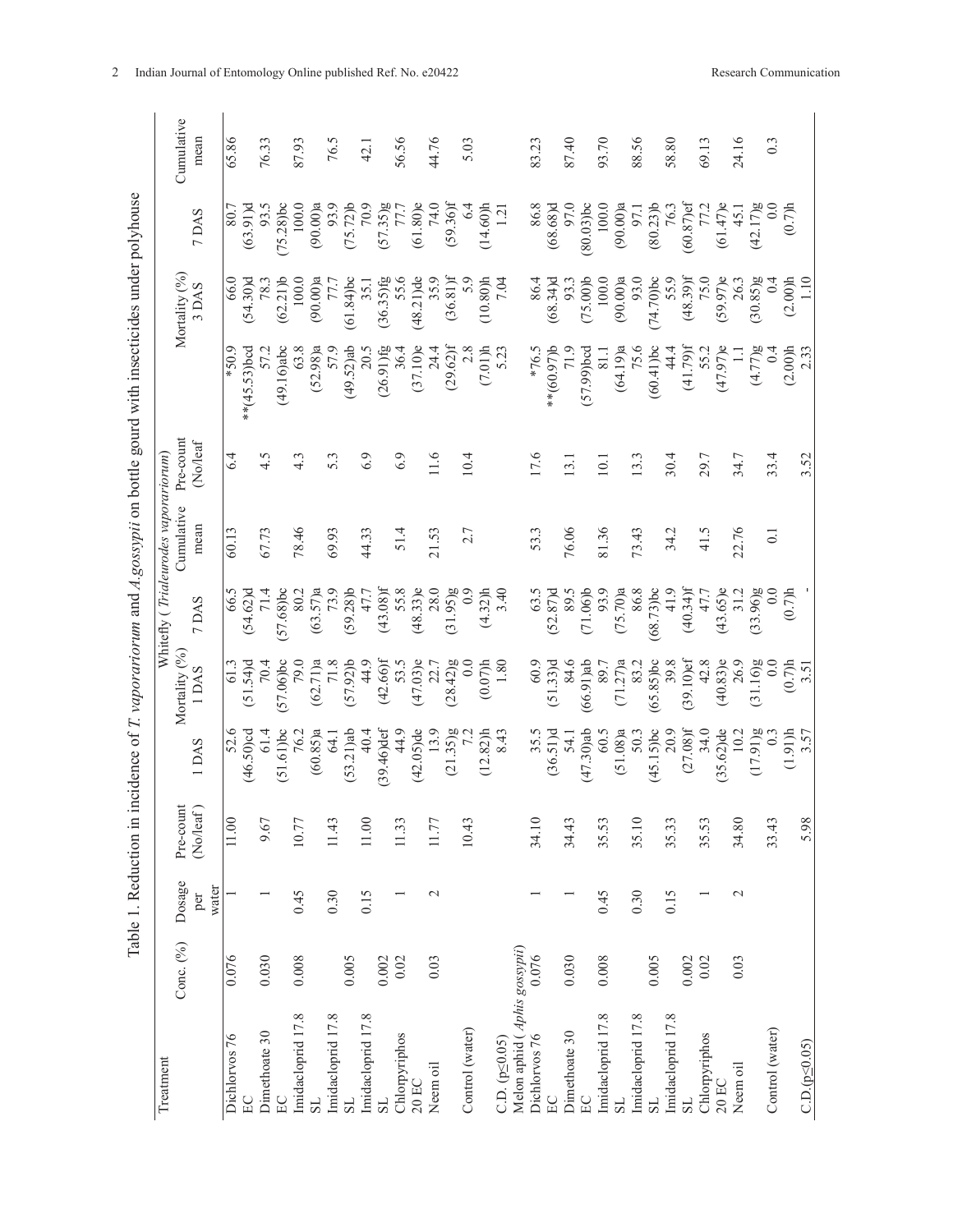Table 1. Reduction in incidence of *T. vaporariorum* and *A.gossypii* on bottle gourd with insecticides under polyhouse

| Treatment | Conc. (%) | Dosage per water | Whitefly (*Trialeurodes vaporariorum*) | | | | | | | | |
|---|---|---|---|---|---|---|---|---|---|---|---|
| | | | Pre-count (No/leaf) | Mortality (%) | | | Cumulative mean | Pre-count (No/leaf | Mortality (%) | | | Cumulative mean |
| | | | | 1 DAS | 1 DAS | 7 DAS | | | | 3 DAS | 7 DAS | |
| Dichlorvos 76 EC | 0.076 | 1 | 11.00 | 52.6 (46.50)cd | 61.3 (51.54)d | 66.5 (54.62)d | 60.13 | 6.4 | *50.9 **(45.53)bcd | 66.0 (54.30)d | 80.7 (63.91)d | 65.86 |
| Dimethoate 30 EC | 0.030 | 1 | 9.67 | 61.4 (51.61)bc | 70.4 (57.06)bc | 71.4 (57.68)bc | 67.73 | 4.5 | 57.2 (49.16)abc | 78.3 (62.21)b | 93.5 (75.28)bc | 76.33 |
| Imidacloprid 17.8 SL | 0.008 | 0.45 | 10.77 | 76.2 (60.85)a | 79.0 (62.71)a | 80.2 (63.57)a | 78.46 | 4.3 | 63.8 (52.98)a | 100.0 (90.00)a | 100.0 (90.00)a | 87.93 |
| Imidacloprid 17.8 SL | 0.005 | 0.30 | 11.43 | 64.1 (53.21)ab | 71.8 (57.92)b | 73.9 (59.28)b | 69.93 | 5.3 | 57.9 (49.52)ab | 77.7 (61.84)bc | 93.9 (75.72)b | 76.5 |
| Imidacloprid 17.8 SL | 0.002 | 0.15 | 11.00 | 40.4 (39.46)def | 44.9 (42.66)f | 47.7 (43.08)f | 44.33 | 6.9 | 20.5 (26.91)fg | 35.1 (36.35)fg | 70.9 (57.35)g | 42.1 |
| Chlorpyriphos 20 EC | 0.02 | 1 | 11.33 | 44.9 (42.05)de | 53.5 (47.03)e | 55.8 (48.33)e | 51.4 | 6.9 | 36.4 (37.10)e | 55.6 (48.21)de | 77.7 (61.80)e | 56.56 |
| Neem oil | 0.03 | 2 | 11.77 | 13.9 (21.35)g | 22.7 (28.42)g | 28.0 (31.95)g | 21.53 | 11.6 | 24.4 (29.62)f | 35.9 (36.81)f | 74.0 (59.36)f | 44.76 |
| Control (water) | | | 10.43 | 7.2 (12.82)h | 0.0 (0.07)h | 0.9 (4.32)h | 2.7 | 10.4 | 2.8 (7.01)h | 5.9 (10.80)h | 6.4 (14.60)h | 5.03 |
| C.D. (p≤0.05) | | | | 8.43 | 1.80 | 3.40 | | | 5.23 | 7.04 | 1.21 | |
| Melon aphid (*Aphis gossypii*) | | | | | | | | | | | | |
| Dichlorvos 76 EC | 0.076 | 1 | 34.10 | 35.5 (36.51)d | 60.9 (51.33)d | 63.5 (52.87)d | 53.3 | 17.6 | *76.5 **(60.97)b | 86.4 (68.34)d | 86.8 (68.68)d | 83.23 |
| Dimethoate 30 EC | 0.030 | 1 | 34.43 | 54.1 (47.30)ab | 84.6 (66.91)ab | 89.5 (71.06)b | 76.06 | 13.1 | 71.9 (57.99)bcd | 93.3 (75.00)b | 97.0 (80.03)bc | 87.40 |
| Imidacloprid 17.8 SL | 0.008 | 0.45 | 35.53 | 60.5 (51.08)a | 89.7 (71.27)a | 93.9 (75.70)a | 81.36 | 10.1 | 81.1 (64.19)a | 100.0 (90.00)a | 100.0 (90.00)a | 93.70 |
| Imidacloprid 17.8 SL | 0.005 | 0.30 | 35.10 | 50.3 (45.15)bc | 83.2 (65.85)bc | 86.8 (68.73)bc | 73.43 | 13.3 | 75.6 (60.41)bc | 93.0 (74.70)bc | 97.1 (80.23)b | 88.56 |
| Imidacloprid 17.8 SL | 0.002 | 0.15 | 35.33 | 20.9 (27.08)f | 39.8 (39.10)ef | 41.9 (40.34)f | 34.2 | 30.4 | 44.4 (41.79)f | 55.9 (48.39)f | 76.3 (60.87)ef | 58.80 |
| Chlorpyriphos 20 EC | 0.02 | 1 | 35.53 | 34.0 (35.62)de | 42.8 (40.83)e | 47.7 (43.65)e | 41.5 | 29.7 | 55.2 (47.97)e | 75.0 (59.97)e | 77.2 (61.47)e | 69.13 |
| Neem oil | 0.03 | 2 | 34.80 | 10.2 (17.91)g | 26.9 (31.16)g | 31.2 (33.96)g | 22.76 | 34.7 | 1.1 (4.77)g | 26.3 (30.85)g | 45.1 (42.17)g | 24.16 |
| Control (water) | | | 33.43 | 0.3 (1.91)h | 0.0 (0.7)h | 0.0 (0.7)h | 0.1 | 33.4 | 0.4 (2.00)h | 0.4 (2.00)h | 0.0 (0.7)h | 0.3 |
| C.D.(p≤0.05) | | | 5.98 | 3.57 | 3.51 | - | | 3.52 | 2.33 | 1.10 | | |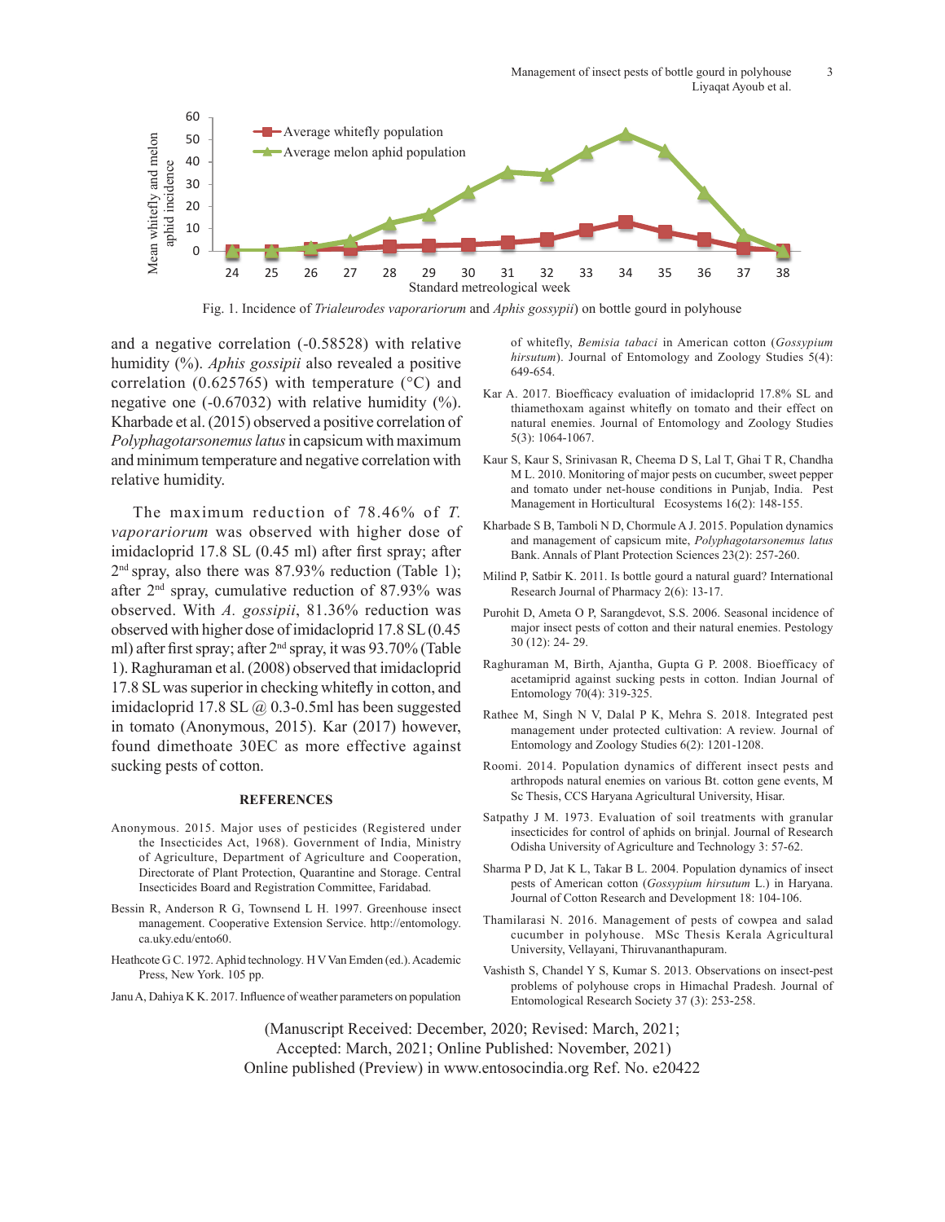60
50
40
30
20
10
0

Mean whitefly and melon aphid incidence

Average whitefly population

Average melon aphid population

24 25 26 27 28 29 30 31 32 33 34 35 36 37 38

Standard metreological week

Fig. 1. Incidence of *Trialeurodes vaporariorum* and *Aphis gossypii*) on bottle gourd in polyhouse

and a negative correlation (-0.58528) with relative humidity (%). *Aphis gossipii* also revealed a positive correlation (0.625765) with temperature (°C) and negative one (-0.67032) with relative humidity (%). Kharbade et al. (2015) observed a positive correlation of *Polyphagotarsonemus latus* in capsicum with maximum and minimum temperature and negative correlation with relative humidity.

The maximum reduction of 78.46% of *T. vaporariorum* was observed with higher dose of imidacloprid 17.8 SL (0.45 ml) after first spray; after 2nd spray, also there was 87.93% reduction (Table 1); after 2nd spray, cumulative reduction of 87.93% was observed. With *A. gossypii*, 81.36% reduction was observed with higher dose of imidacloprid 17.8 SL (0.45 ml) after first spray; after 2nd spray, it was 93.70% (Table 1). Raghuraman et al. (2008) observed that imidacloprid 17.8 SL was superior in checking whitefly in cotton, and imidacloprid 17.8 SL @ 0.3-0.5ml has been suggested in tomato (Anonymous, 2015). Kar (2017) however, found dimethoate 30EC as more effective against sucking pests of cotton.

## REFERENCES

Anonymous. 2015. Major uses of pesticides (Registered under the Insecticides Act, 1968). Government of India, Ministry of Agriculture, Department of Agriculture and Cooperation, Directorate of Plant Protection, Quarantine and Storage. Central Insecticides Board and Registration Committee, Faridabad.

Bessin R, Anderson R G, Townsend L H. 1997. Greenhouse insect management. Cooperative Extension Service. http://entomology.ca.uky.edu/ento60.

Heathcote G C. 1972. Aphid technology. H V Van Emden (ed.). Academic Press, New York. 105 pp.

Janu A, Dahiya K K. 2017. Influence of weather parameters on population of whitefly, *Bemisia tabaci* in American cotton (*Gossypium hirsutum*). Journal of Entomology and Zoology Studies 5(4): 649-654.

Kar A. 2017. Bioefficacy evaluation of imidacloprid 17.8% SL and thiamethoxam against whitefly on tomato and their effect on natural enemies. Journal of Entomology and Zoology Studies 5(3): 1064-1067.

Kaur S, Kaur S, Srinivasan R, Cheema D S, Lal T, Ghai T R, Chandha M L. 2010. Monitoring of major pests on cucumber, sweet pepper and tomato under net-house conditions in Punjab, India. Pest Management in Horticultural Ecosystems 16(2): 148-155.

Kharbade S B, Tamboli N D, Chormule A J. 2015. Population dynamics and management of capsicum mite, *Polyphagotarsonemus latus* Bank. Annals of Plant Protection Sciences 23(2): 257-260.

Milind P, Satbir K. 2011. Is bottle gourd a natural guard? International Research Journal of Pharmacy 2(6): 13-17.

Purohit D, Ameta O P, Sarangdevot, S.S. 2006. Seasonal incidence of major insect pests of cotton and their natural enemies. Pestology 30 (12): 24- 29.

Raghuraman M, Birth, Ajantha, Gupta G P. 2008. Bioefficacy of acetamiprid against sucking pests in cotton. Indian Journal of Entomology 70(4): 319-325.

Rathee M, Singh N V, Dalal P K, Mehra S. 2018. Integrated pest management under protected cultivation: A review. Journal of Entomology and Zoology Studies 6(2): 1201-1208.

Roomi. 2014. Population dynamics of different insect pests and arthropods natural enemies on various Bt. cotton gene events, M Sc Thesis, CCS Haryana Agricultural University, Hisar.

Satpathy J M. 1973. Evaluation of soil treatments with granular insecticides for control of aphids on brinjal. Journal of Research Odisha University of Agriculture and Technology 3: 57-62.

Sharma P D, Jat K L, Takar B L. 2004. Population dynamics of insect pests of American cotton (*Gossypium hirsutum* L.) in Haryana. Journal of Cotton Research and Development 18: 104-106.

Thamilarasi N. 2016. Management of pests of cowpea and salad cucumber in polyhouse. MSc Thesis Kerala Agricultural University, Vellayani, Thiruvananthapuram.

Vashisth S, Chandel Y S, Kumar S. 2013. Observations on insect-pest problems of polyhouse crops in Himachal Pradesh. Journal of Entomological Research Society 37 (3): 253-258.

(Manuscript Received: December, 2020; Revised: March, 2021; Accepted: March, 2021; Online Published: November, 2021)
Online published (Preview) in www.entosocindia.org Ref. No. e20422